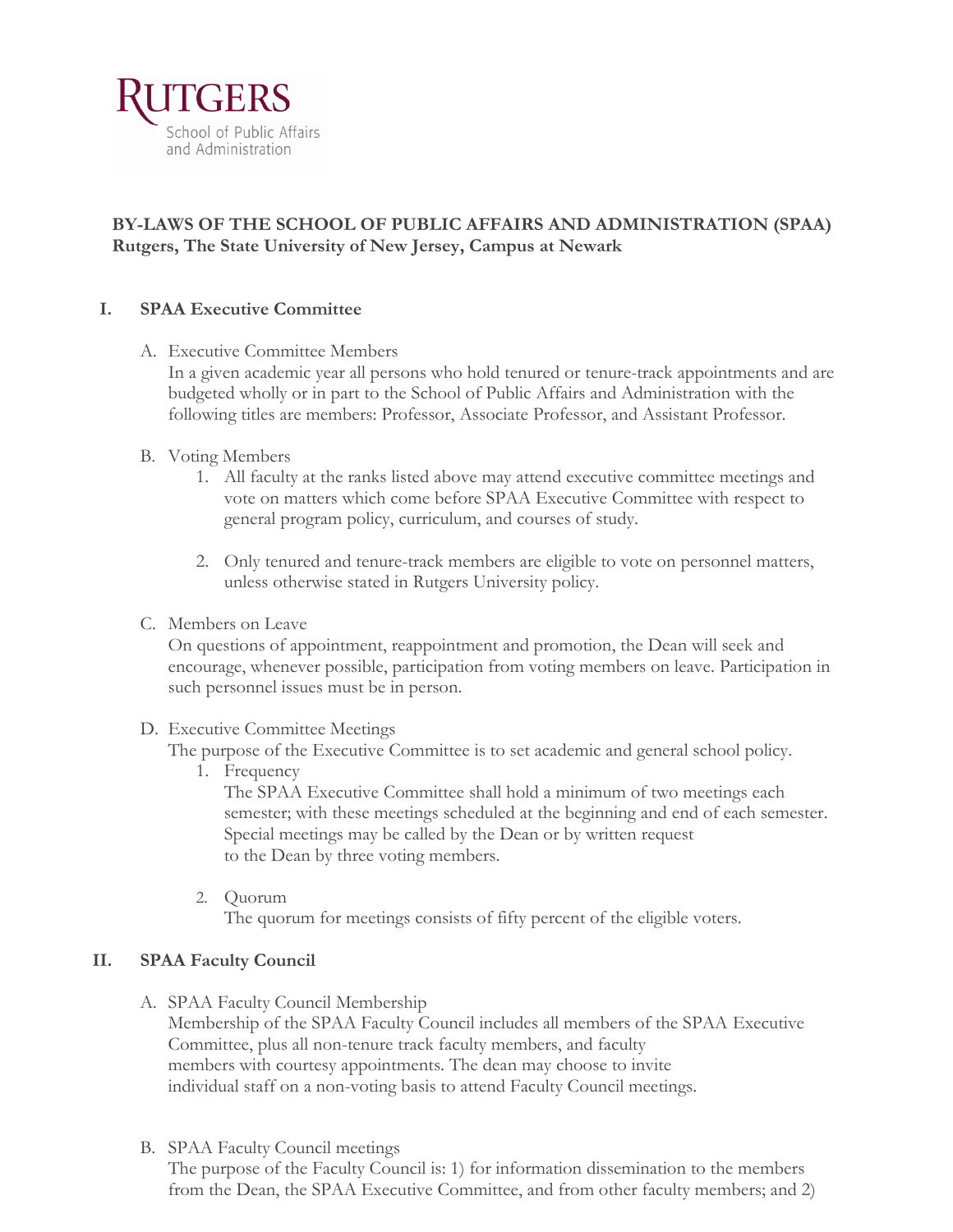RUTGERS
School of Public Affairs
and Administration

**BY-LAWS OF THE SCHOOL OF PUBLIC AFFAIRS AND ADMINISTRATION (SPAA)**
**Rutgers, The State University of New Jersey, Campus at Newark**

## I. SPAA Executive Committee

A. Executive Committee Members
In a given academic year all persons who hold tenured or tenure-track appointments and are budgeted wholly or in part to the School of Public Affairs and Administration with the following titles are members: Professor, Associate Professor, and Assistant Professor.

B. Voting Members

1. All faculty at the ranks listed above may attend executive committee meetings and vote on matters which come before SPAA Executive Committee with respect to general program policy, curriculum, and courses of study.

2. Only tenured and tenure-track members are eligible to vote on personnel matters, unless otherwise stated in Rutgers University policy.

C. Members on Leave
On questions of appointment, reappointment and promotion, the Dean will seek and encourage, whenever possible, participation from voting members on leave. Participation in such personnel issues must be in person.

D. Executive Committee Meetings
The purpose of the Executive Committee is to set academic and general school policy.

1. Frequency
The SPAA Executive Committee shall hold a minimum of two meetings each semester; with these meetings scheduled at the beginning and end of each semester. Special meetings may be called by the Dean or by written request to the Dean by three voting members.

2. Quorum
The quorum for meetings consists of fifty percent of the eligible voters.

## II. SPAA Faculty Council

A. SPAA Faculty Council Membership
Membership of the SPAA Faculty Council includes all members of the SPAA Executive Committee, plus all non-tenure track faculty members, and faculty members with courtesy appointments. The dean may choose to invite individual staff on a non-voting basis to attend Faculty Council meetings.

B. SPAA Faculty Council meetings
The purpose of the Faculty Council is: 1) for information dissemination to the members from the Dean, the SPAA Executive Committee, and from other faculty members; and 2)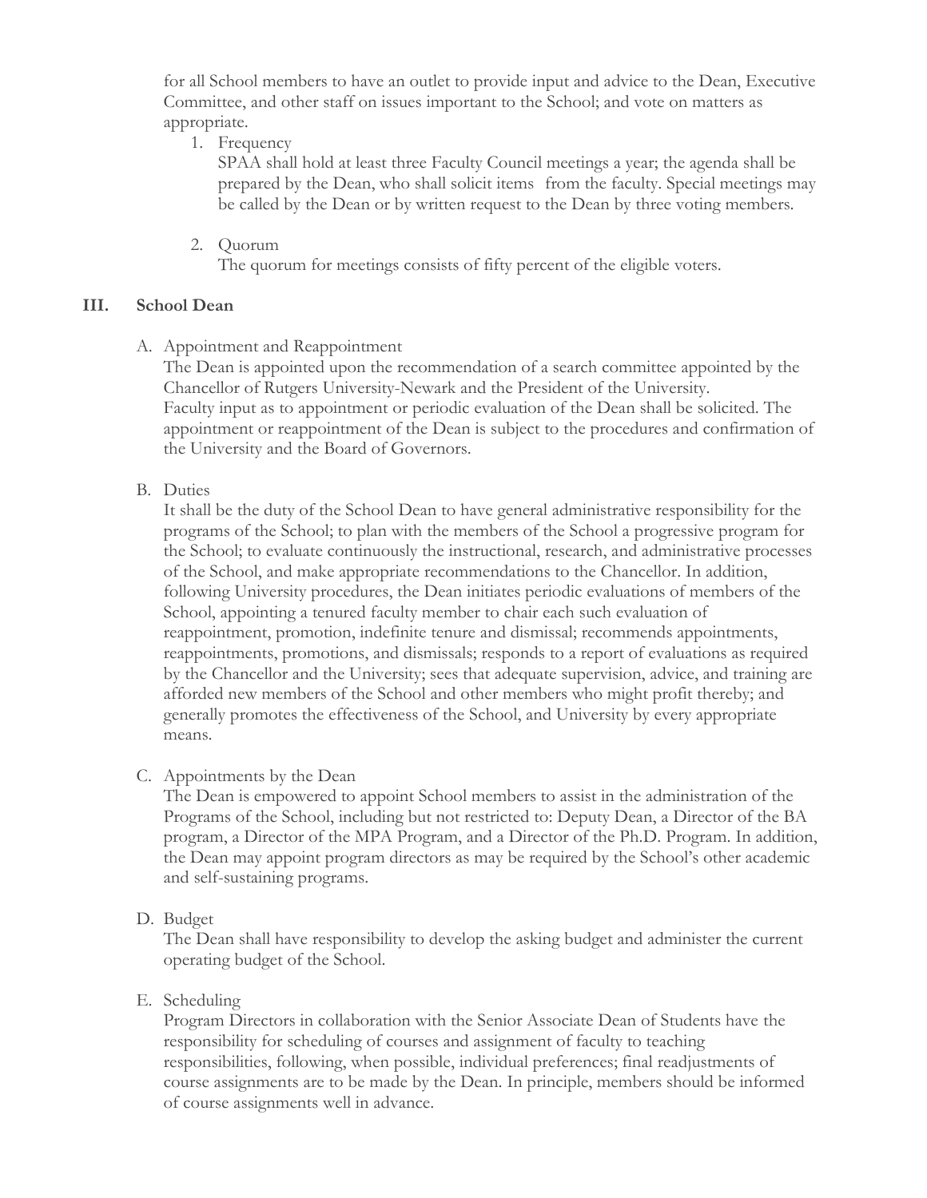for all School members to have an outlet to provide input and advice to the Dean, Executive Committee, and other staff on issues important to the School; and vote on matters as appropriate.

1. Frequency

   SPAA shall hold at least three Faculty Council meetings a year; the agenda shall be prepared by the Dean, who shall solicit items from the faculty. Special meetings may be called by the Dean or by written request to the Dean by three voting members.

2. Quorum

   The quorum for meetings consists of fifty percent of the eligible voters.

## III. School Dean

A. Appointment and Reappointment

The Dean is appointed upon the recommendation of a search committee appointed by the Chancellor of Rutgers University-Newark and the President of the University. Faculty input as to appointment or periodic evaluation of the Dean shall be solicited. The appointment or reappointment of the Dean is subject to the procedures and confirmation of the University and the Board of Governors.

B. Duties

It shall be the duty of the School Dean to have general administrative responsibility for the programs of the School; to plan with the members of the School a progressive program for the School; to evaluate continuously the instructional, research, and administrative processes of the School, and make appropriate recommendations to the Chancellor. In addition, following University procedures, the Dean initiates periodic evaluations of members of the School, appointing a tenured faculty member to chair each such evaluation of reappointment, promotion, indefinite tenure and dismissal; recommends appointments, reappointments, promotions, and dismissals; responds to a report of evaluations as required by the Chancellor and the University; sees that adequate supervision, advice, and training are afforded new members of the School and other members who might profit thereby; and generally promotes the effectiveness of the School, and University by every appropriate means.

C. Appointments by the Dean

The Dean is empowered to appoint School members to assist in the administration of the Programs of the School, including but not restricted to: Deputy Dean, a Director of the BA program, a Director of the MPA Program, and a Director of the Ph.D. Program. In addition, the Dean may appoint program directors as may be required by the School's other academic and self-sustaining programs.

D. Budget

The Dean shall have responsibility to develop the asking budget and administer the current operating budget of the School.

E. Scheduling

Program Directors in collaboration with the Senior Associate Dean of Students have the responsibility for scheduling of courses and assignment of faculty to teaching responsibilities, following, when possible, individual preferences; final readjustments of course assignments are to be made by the Dean. In principle, members should be informed of course assignments well in advance.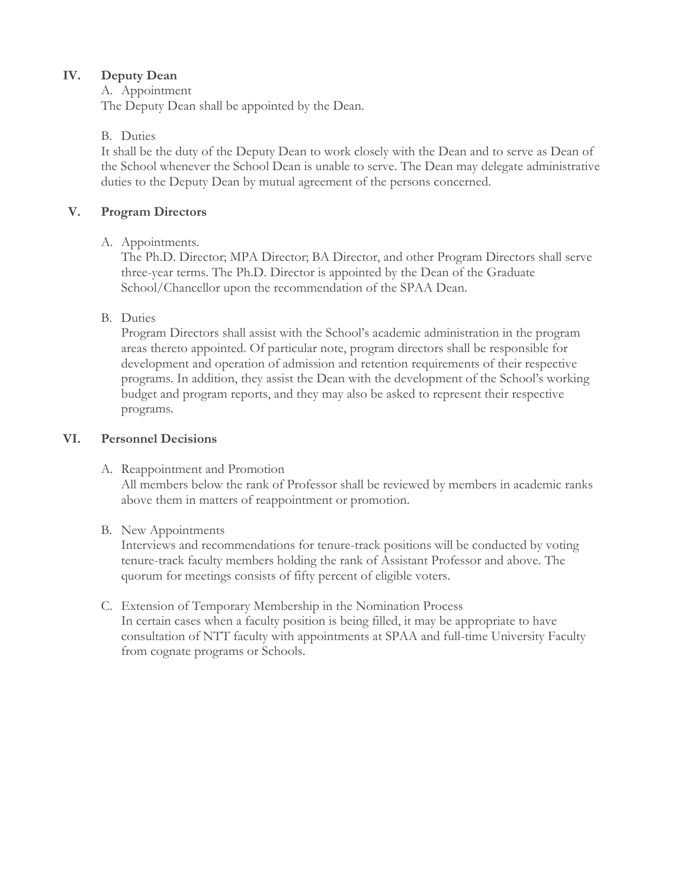## IV. Deputy Dean

A. Appointment

The Deputy Dean shall be appointed by the Dean.

B. Duties

It shall be the duty of the Deputy Dean to work closely with the Dean and to serve as Dean of the School whenever the School Dean is unable to serve. The Dean may delegate administrative duties to the Deputy Dean by mutual agreement of the persons concerned.

## V. Program Directors

A. Appointments.

The Ph.D. Director; MPA Director; BA Director, and other Program Directors shall serve three-year terms. The Ph.D. Director is appointed by the Dean of the Graduate School/Chancellor upon the recommendation of the SPAA Dean.

B. Duties

Program Directors shall assist with the School's academic administration in the program areas thereto appointed. Of particular note, program directors shall be responsible for development and operation of admission and retention requirements of their respective programs. In addition, they assist the Dean with the development of the School's working budget and program reports, and they may also be asked to represent their respective programs.

## VI. Personnel Decisions

A. Reappointment and Promotion

All members below the rank of Professor shall be reviewed by members in academic ranks above them in matters of reappointment or promotion.

B. New Appointments

Interviews and recommendations for tenure-track positions will be conducted by voting tenure-track faculty members holding the rank of Assistant Professor and above. The quorum for meetings consists of fifty percent of eligible voters.

C. Extension of Temporary Membership in the Nomination Process

In certain cases when a faculty position is being filled, it may be appropriate to have consultation of NTT faculty with appointments at SPAA and full-time University Faculty from cognate programs or Schools.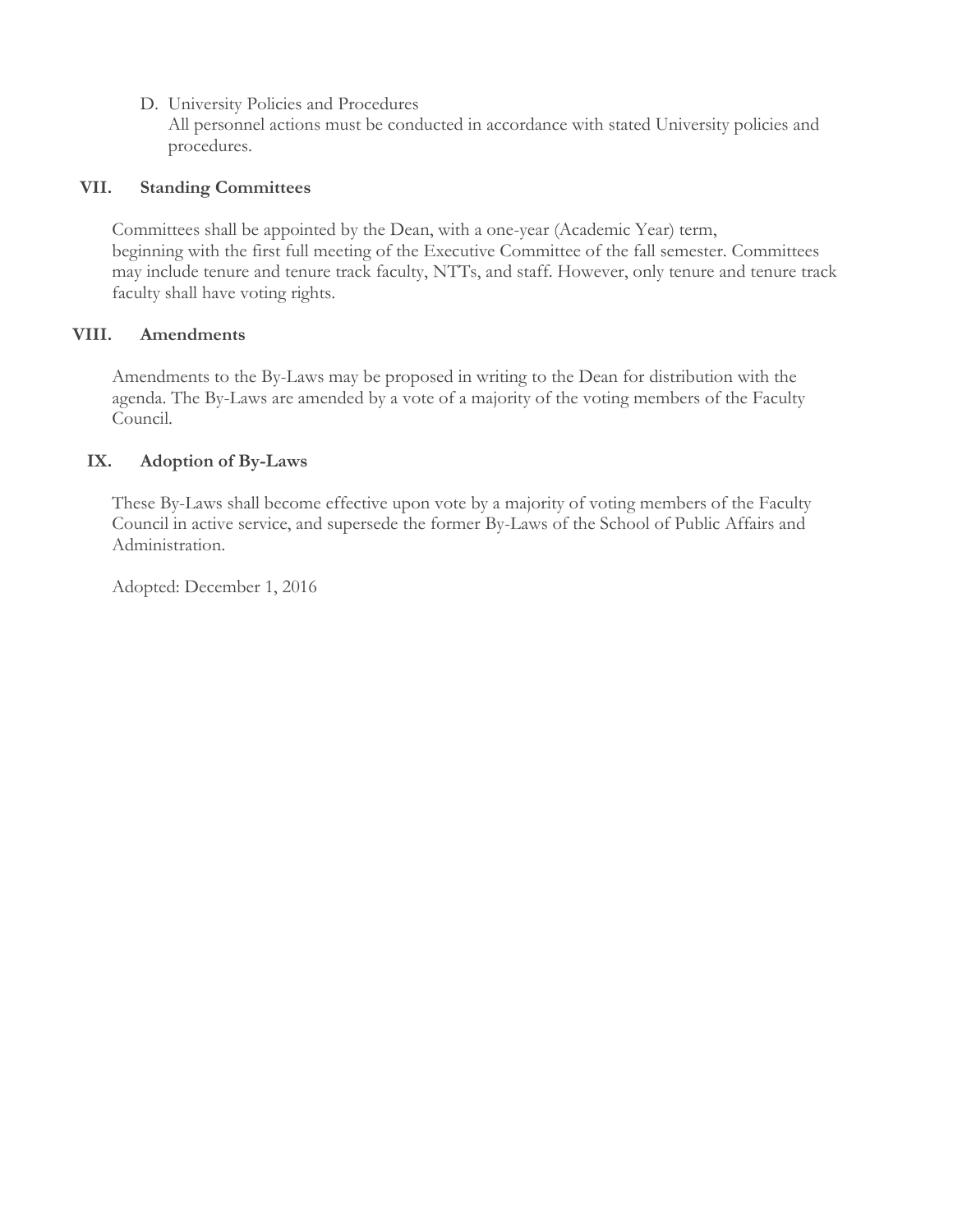D. University Policies and Procedures
   All personnel actions must be conducted in accordance with stated University policies and procedures.

## VII. Standing Committees

Committees shall be appointed by the Dean, with a one-year (Academic Year) term, beginning with the first full meeting of the Executive Committee of the fall semester. Committees may include tenure and tenure track faculty, NTTs, and staff. However, only tenure and tenure track faculty shall have voting rights.

## VIII. Amendments

Amendments to the By-Laws may be proposed in writing to the Dean for distribution with the agenda. The By-Laws are amended by a vote of a majority of the voting members of the Faculty Council.

## IX. Adoption of By-Laws

These By-Laws shall become effective upon vote by a majority of voting members of the Faculty Council in active service, and supersede the former By-Laws of the School of Public Affairs and Administration.

Adopted: December 1, 2016